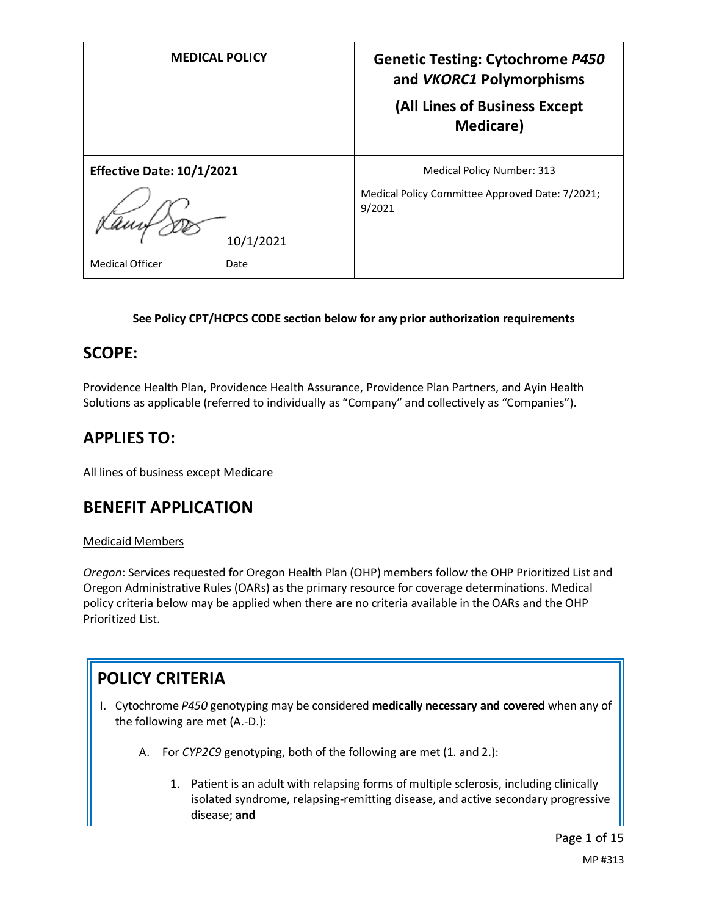| MEDICAL POLICY | Genetic Testing: Cytochrome *P450* and *VKORC1* Polymorphisms (All Lines of Business Except Medicare) |
| --- | --- |
| **Effective Date: 10/1/2021** | Medical Policy Number: 313 |
| 10/1/2021 | Medical Policy Committee Approved Date: 7/2021; 9/2021 |
| Medical Officer Date | |

**See Policy CPT/HCPCS CODE section below for any prior authorization requirements**

## SCOPE:

Providence Health Plan, Providence Health Assurance, Providence Plan Partners, and Ayin Health Solutions as applicable (referred to individually as "Company" and collectively as "Companies").

## APPLIES TO:

All lines of business except Medicare

## BENEFIT APPLICATION

Medicaid Members

*Oregon*: Services requested for Oregon Health Plan (OHP) members follow the OHP Prioritized List and Oregon Administrative Rules (OARs) as the primary resource for coverage determinations. Medical policy criteria below may be applied when there are no criteria available in the OARs and the OHP Prioritized List.

## POLICY CRITERIA

I. Cytochrome *P450* genotyping may be considered **medically necessary and covered** when any of the following are met (A.-D.):

   A. For *CYP2C9* genotyping, both of the following are met (1. and 2.):

      1. Patient is an adult with relapsing forms of multiple sclerosis, including clinically isolated syndrome, relapsing-remitting disease, and active secondary progressive disease; **and**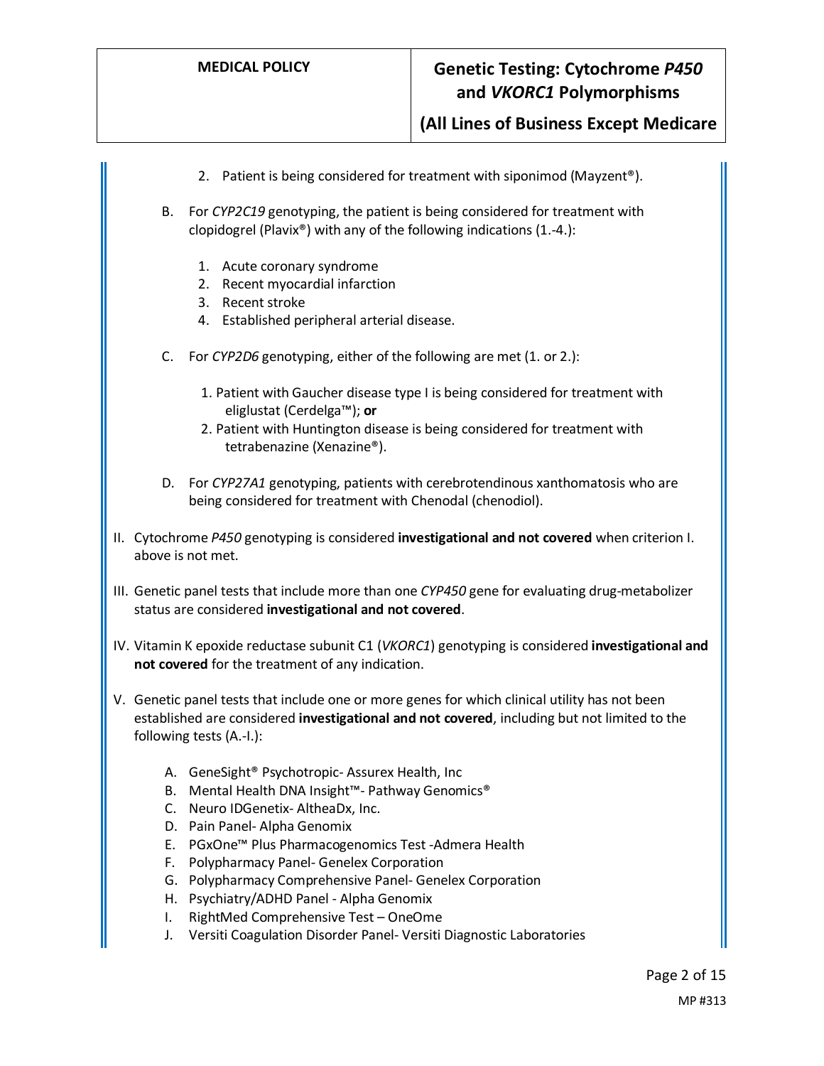2. Patient is being considered for treatment with siponimod (Mayzent®).

B. For *CYP2C19* genotyping, the patient is being considered for treatment with clopidogrel (Plavix®) with any of the following indications (1.-4.):

   1. Acute coronary syndrome
   2. Recent myocardial infarction
   3. Recent stroke
   4. Established peripheral arterial disease.

C. For *CYP2D6* genotyping, either of the following are met (1. or 2.):

   1. Patient with Gaucher disease type I is being considered for treatment with eliglustat (Cerdelga™); **or**
   2. Patient with Huntington disease is being considered for treatment with tetrabenazine (Xenazine®).

D. For *CYP27A1* genotyping, patients with cerebrotendinous xanthomatosis who are being considered for treatment with Chenodal (chenodiol).

II. Cytochrome *P450* genotyping is considered **investigational and not covered** when criterion I. above is not met.

III. Genetic panel tests that include more than one *CYP450* gene for evaluating drug-metabolizer status are considered **investigational and not covered**.

IV. Vitamin K epoxide reductase subunit C1 (*VKORC1*) genotyping is considered **investigational and not covered** for the treatment of any indication.

V. Genetic panel tests that include one or more genes for which clinical utility has not been established are considered **investigational and not covered**, including but not limited to the following tests (A.-I.):

   A. GeneSight® Psychotropic- Assurex Health, Inc
   B. Mental Health DNA Insight™- Pathway Genomics®
   C. Neuro IDGenetix- AltheaDx, Inc.
   D. Pain Panel- Alpha Genomix
   E. PGxOne™ Plus Pharmacogenomics Test -Admera Health
   F. Polypharmacy Panel- Genelex Corporation
   G. Polypharmacy Comprehensive Panel- Genelex Corporation
   H. Psychiatry/ADHD Panel - Alpha Genomix
   I. RightMed Comprehensive Test – OneOme
   J. Versiti Coagulation Disorder Panel- Versiti Diagnostic Laboratories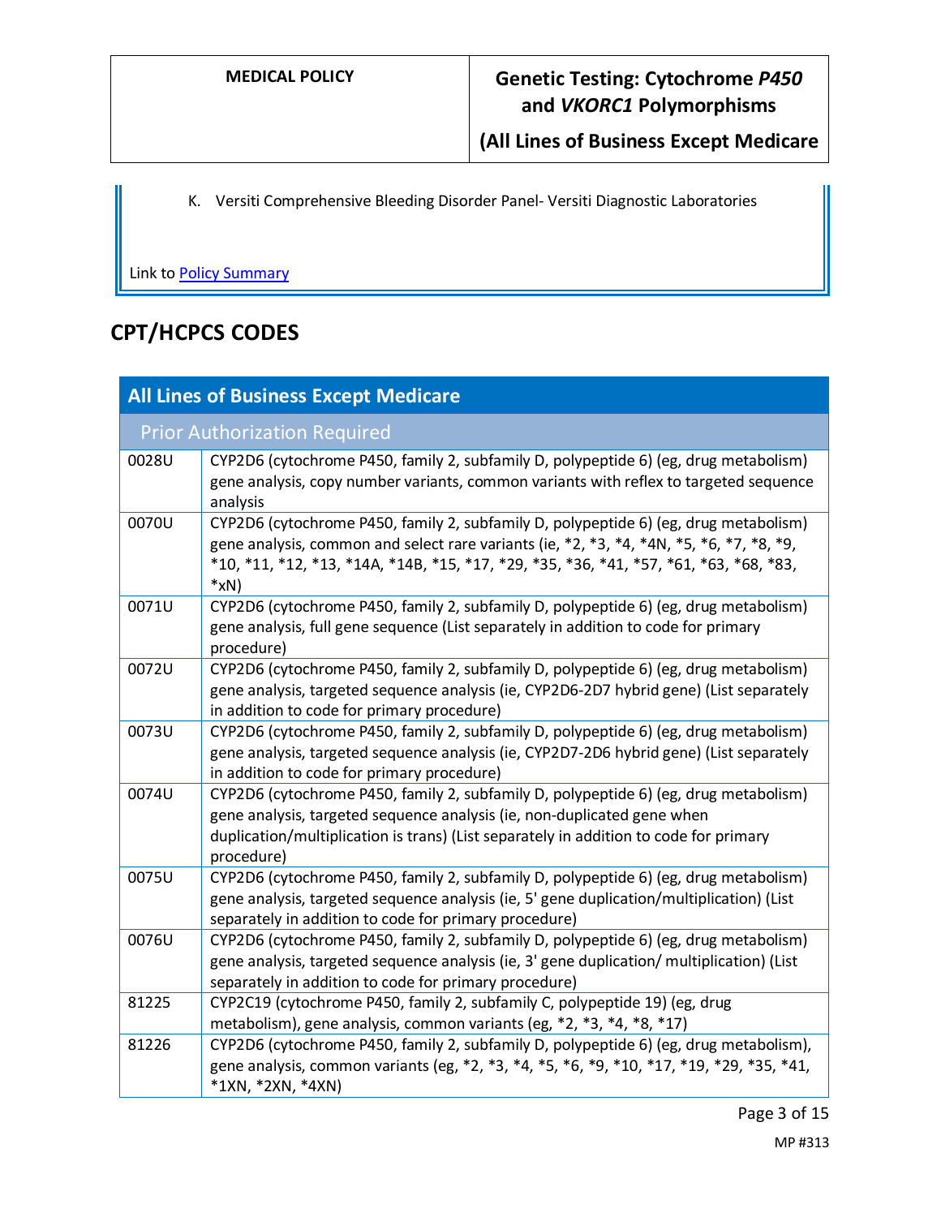K. Versiti Comprehensive Bleeding Disorder Panel- Versiti Diagnostic Laboratories

Link to Policy Summary

## CPT/HCPCS CODES

| All Lines of Business Except Medicare | |
|---|---|
| Prior Authorization Required | |
| 0028U | CYP2D6 (cytochrome P450, family 2, subfamily D, polypeptide 6) (eg, drug metabolism) gene analysis, copy number variants, common variants with reflex to targeted sequence analysis |
| 0070U | CYP2D6 (cytochrome P450, family 2, subfamily D, polypeptide 6) (eg, drug metabolism) gene analysis, common and select rare variants (ie, *2, *3, *4, *4N, *5, *6, *7, *8, *9, *10, *11, *12, *13, *14A, *14B, *15, *17, *29, *35, *36, *41, *57, *61, *63, *68, *83, *xN) |
| 0071U | CYP2D6 (cytochrome P450, family 2, subfamily D, polypeptide 6) (eg, drug metabolism) gene analysis, full gene sequence (List separately in addition to code for primary procedure) |
| 0072U | CYP2D6 (cytochrome P450, family 2, subfamily D, polypeptide 6) (eg, drug metabolism) gene analysis, targeted sequence analysis (ie, CYP2D6-2D7 hybrid gene) (List separately in addition to code for primary procedure) |
| 0073U | CYP2D6 (cytochrome P450, family 2, subfamily D, polypeptide 6) (eg, drug metabolism) gene analysis, targeted sequence analysis (ie, CYP2D7-2D6 hybrid gene) (List separately in addition to code for primary procedure) |
| 0074U | CYP2D6 (cytochrome P450, family 2, subfamily D, polypeptide 6) (eg, drug metabolism) gene analysis, targeted sequence analysis (ie, non-duplicated gene when duplication/multiplication is trans) (List separately in addition to code for primary procedure) |
| 0075U | CYP2D6 (cytochrome P450, family 2, subfamily D, polypeptide 6) (eg, drug metabolism) gene analysis, targeted sequence analysis (ie, 5' gene duplication/multiplication) (List separately in addition to code for primary procedure) |
| 0076U | CYP2D6 (cytochrome P450, family 2, subfamily D, polypeptide 6) (eg, drug metabolism) gene analysis, targeted sequence analysis (ie, 3' gene duplication/ multiplication) (List separately in addition to code for primary procedure) |
| 81225 | CYP2C19 (cytochrome P450, family 2, subfamily C, polypeptide 19) (eg, drug metabolism), gene analysis, common variants (eg, *2, *3, *4, *8, *17) |
| 81226 | CYP2D6 (cytochrome P450, family 2, subfamily D, polypeptide 6) (eg, drug metabolism), gene analysis, common variants (eg, *2, *3, *4, *5, *6, *9, *10, *17, *19, *29, *35, *41, *1XN, *2XN, *4XN) |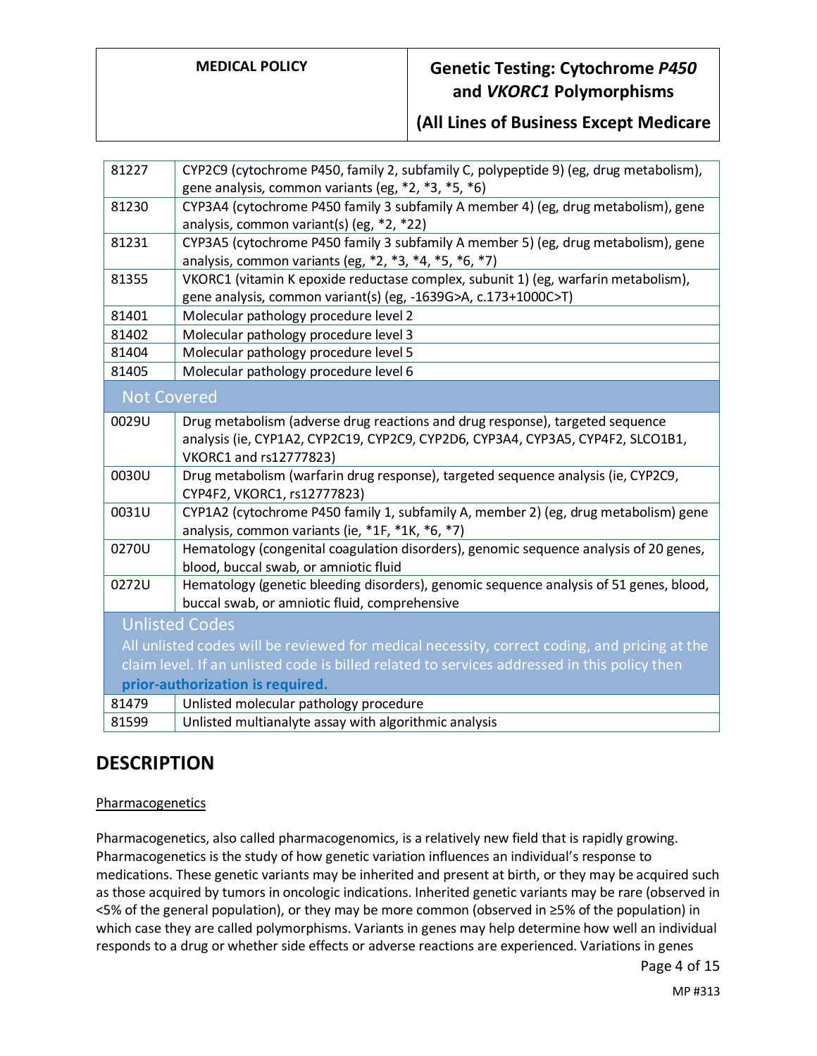| | |
|---|---|
| 81227 | CYP2C9 (cytochrome P450, family 2, subfamily C, polypeptide 9) (eg, drug metabolism), gene analysis, common variants (eg, *2, *3, *5, *6) |
| 81230 | CYP3A4 (cytochrome P450 family 3 subfamily A member 4) (eg, drug metabolism), gene analysis, common variant(s) (eg, *2, *22) |
| 81231 | CYP3A5 (cytochrome P450 family 3 subfamily A member 5) (eg, drug metabolism), gene analysis, common variants (eg, *2, *3, *4, *5, *6, *7) |
| 81355 | VKORC1 (vitamin K epoxide reductase complex, subunit 1) (eg, warfarin metabolism), gene analysis, common variant(s) (eg, -1639G>A, c.173+1000C>T) |
| 81401 | Molecular pathology procedure level 2 |
| 81402 | Molecular pathology procedure level 3 |
| 81404 | Molecular pathology procedure level 5 |
| 81405 | Molecular pathology procedure level 6 |
| **Not Covered** | |
| 0029U | Drug metabolism (adverse drug reactions and drug response), targeted sequence analysis (ie, CYP1A2, CYP2C19, CYP2C9, CYP2D6, CYP3A4, CYP3A5, CYP4F2, SLCO1B1, VKORC1 and rs12777823) |
| 0030U | Drug metabolism (warfarin drug response), targeted sequence analysis (ie, CYP2C9, CYP4F2, VKORC1, rs12777823) |
| 0031U | CYP1A2 (cytochrome P450 family 1, subfamily A, member 2) (eg, drug metabolism) gene analysis, common variants (ie, *1F, *1K, *6, *7) |
| 0270U | Hematology (congenital coagulation disorders), genomic sequence analysis of 20 genes, blood, buccal swab, or amniotic fluid |
| 0272U | Hematology (genetic bleeding disorders), genomic sequence analysis of 51 genes, blood, buccal swab, or amniotic fluid, comprehensive |
| **Unlisted Codes** All unlisted codes will be reviewed for medical necessity, correct coding, and pricing at the claim level. If an unlisted code is billed related to services addressed in this policy then **prior-authorization is required.** | |
| 81479 | Unlisted molecular pathology procedure |
| 81599 | Unlisted multianalyte assay with algorithmic analysis |

## DESCRIPTION

Pharmacogenetics

Pharmacogenetics, also called pharmacogenomics, is a relatively new field that is rapidly growing. Pharmacogenetics is the study of how genetic variation influences an individual's response to medications. These genetic variants may be inherited and present at birth, or they may be acquired such as those acquired by tumors in oncologic indications. Inherited genetic variants may be rare (observed in <5% of the general population), or they may be more common (observed in ≥5% of the population) in which case they are called polymorphisms. Variants in genes may help determine how well an individual responds to a drug or whether side effects or adverse reactions are experienced. Variations in genes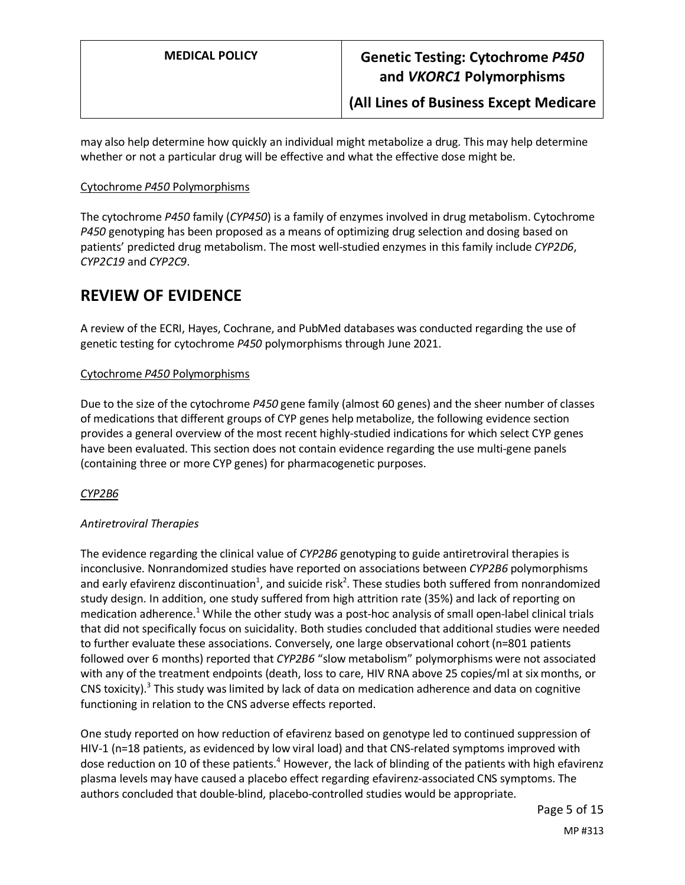may also help determine how quickly an individual might metabolize a drug. This may help determine whether or not a particular drug will be effective and what the effective dose might be.

Cytochrome *P450* Polymorphisms

The cytochrome *P450* family (*CYP450*) is a family of enzymes involved in drug metabolism. Cytochrome *P450* genotyping has been proposed as a means of optimizing drug selection and dosing based on patients' predicted drug metabolism. The most well-studied enzymes in this family include *CYP2D6*, *CYP2C19* and *CYP2C9*.

# REVIEW OF EVIDENCE

A review of the ECRI, Hayes, Cochrane, and PubMed databases was conducted regarding the use of genetic testing for cytochrome *P450* polymorphisms through June 2021.

Cytochrome *P450* Polymorphisms

Due to the size of the cytochrome *P450* gene family (almost 60 genes) and the sheer number of classes of medications that different groups of CYP genes help metabolize, the following evidence section provides a general overview of the most recent highly-studied indications for which select CYP genes have been evaluated. This section does not contain evidence regarding the use multi-gene panels (containing three or more CYP genes) for pharmacogenetic purposes.

*CYP2B6*

*Antiretroviral Therapies*

The evidence regarding the clinical value of *CYP2B6* genotyping to guide antiretroviral therapies is inconclusive. Nonrandomized studies have reported on associations between *CYP2B6* polymorphisms and early efavirenz discontinuation[1], and suicide risk[2]. These studies both suffered from nonrandomized study design. In addition, one study suffered from high attrition rate (35%) and lack of reporting on medication adherence.[1] While the other study was a post-hoc analysis of small open-label clinical trials that did not specifically focus on suicidality. Both studies concluded that additional studies were needed to further evaluate these associations. Conversely, one large observational cohort (n=801 patients followed over 6 months) reported that *CYP2B6* "slow metabolism" polymorphisms were not associated with any of the treatment endpoints (death, loss to care, HIV RNA above 25 copies/ml at six months, or CNS toxicity).[3] This study was limited by lack of data on medication adherence and data on cognitive functioning in relation to the CNS adverse effects reported.

One study reported on how reduction of efavirenz based on genotype led to continued suppression of HIV-1 (n=18 patients, as evidenced by low viral load) and that CNS-related symptoms improved with dose reduction on 10 of these patients.[4] However, the lack of blinding of the patients with high efavirenz plasma levels may have caused a placebo effect regarding efavirenz-associated CNS symptoms. The authors concluded that double-blind, placebo-controlled studies would be appropriate.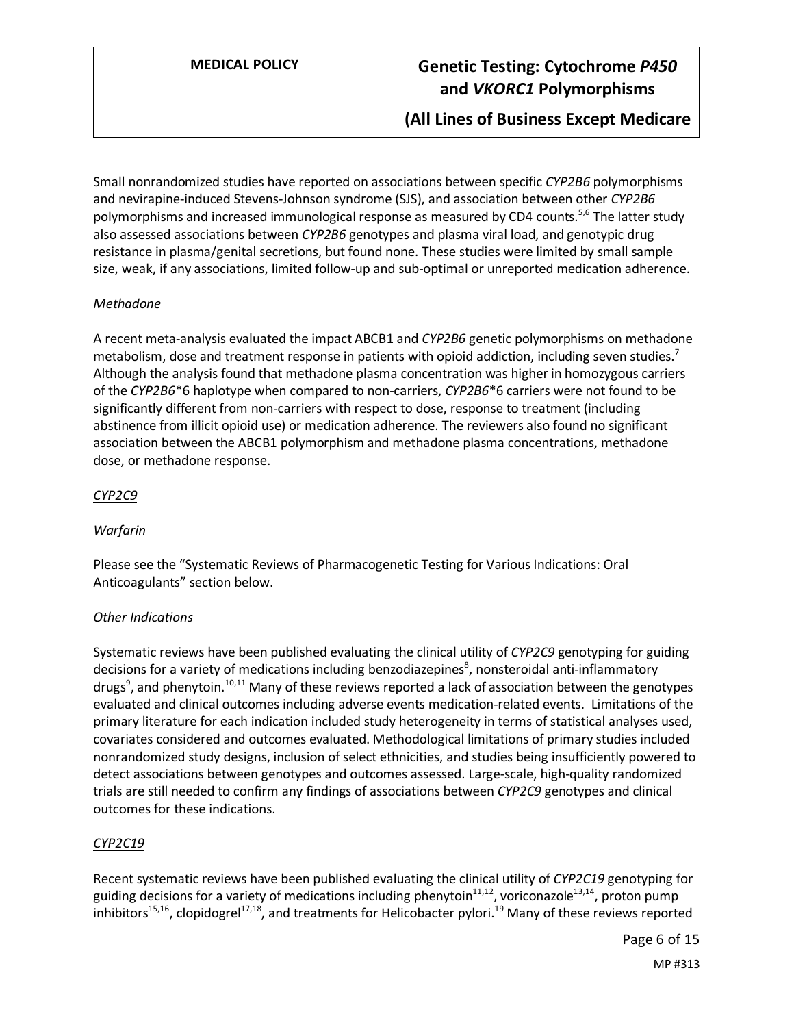Small nonrandomized studies have reported on associations between specific *CYP2B6* polymorphisms and nevirapine-induced Stevens-Johnson syndrome (SJS), and association between other *CYP2B6* polymorphisms and increased immunological response as measured by CD4 counts.[5,6] The latter study also assessed associations between *CYP2B6* genotypes and plasma viral load, and genotypic drug resistance in plasma/genital secretions, but found none. These studies were limited by small sample size, weak, if any associations, limited follow-up and sub-optimal or unreported medication adherence.

*Methadone*

A recent meta-analysis evaluated the impact ABCB1 and *CYP2B6* genetic polymorphisms on methadone metabolism, dose and treatment response in patients with opioid addiction, including seven studies.[7] Although the analysis found that methadone plasma concentration was higher in homozygous carriers of the *CYP2B6*\*6 haplotype when compared to non-carriers, *CYP2B6*\*6 carriers were not found to be significantly different from non-carriers with respect to dose, response to treatment (including abstinence from illicit opioid use) or medication adherence. The reviewers also found no significant association between the ABCB1 polymorphism and methadone plasma concentrations, methadone dose, or methadone response.

*<u>CYP2C9</u>*

*Warfarin*

Please see the "Systematic Reviews of Pharmacogenetic Testing for Various Indications: Oral Anticoagulants" section below.

*Other Indications*

Systematic reviews have been published evaluating the clinical utility of *CYP2C9* genotyping for guiding decisions for a variety of medications including benzodiazepines[8], nonsteroidal anti-inflammatory drugs[9], and phenytoin.[10,11] Many of these reviews reported a lack of association between the genotypes evaluated and clinical outcomes including adverse events medication-related events. Limitations of the primary literature for each indication included study heterogeneity in terms of statistical analyses used, covariates considered and outcomes evaluated. Methodological limitations of primary studies included nonrandomized study designs, inclusion of select ethnicities, and studies being insufficiently powered to detect associations between genotypes and outcomes assessed. Large-scale, high-quality randomized trials are still needed to confirm any findings of associations between *CYP2C9* genotypes and clinical outcomes for these indications.

*<u>CYP2C19</u>*

Recent systematic reviews have been published evaluating the clinical utility of *CYP2C19* genotyping for guiding decisions for a variety of medications including phenytoin[11,12], voriconazole[13,14], proton pump inhibitors[15,16], clopidogrel[17,18], and treatments for Helicobacter pylori.[19] Many of these reviews reported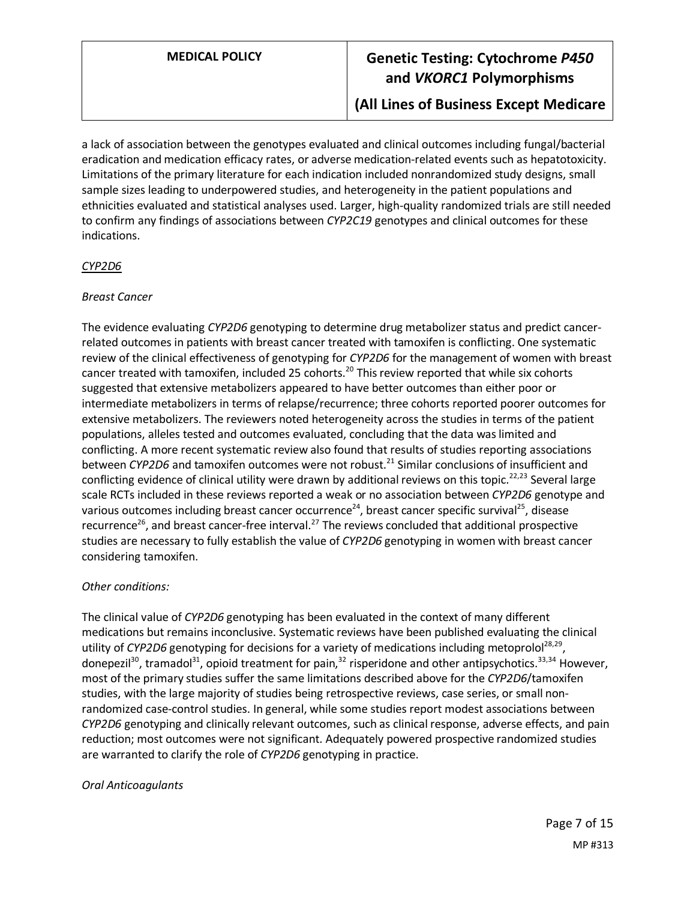a lack of association between the genotypes evaluated and clinical outcomes including fungal/bacterial eradication and medication efficacy rates, or adverse medication-related events such as hepatotoxicity. Limitations of the primary literature for each indication included nonrandomized study designs, small sample sizes leading to underpowered studies, and heterogeneity in the patient populations and ethnicities evaluated and statistical analyses used. Larger, high-quality randomized trials are still needed to confirm any findings of associations between *CYP2C19* genotypes and clinical outcomes for these indications.

*CYP2D6*

*Breast Cancer*

The evidence evaluating *CYP2D6* genotyping to determine drug metabolizer status and predict cancer-related outcomes in patients with breast cancer treated with tamoxifen is conflicting. One systematic review of the clinical effectiveness of genotyping for *CYP2D6* for the management of women with breast cancer treated with tamoxifen, included 25 cohorts.[20] This review reported that while six cohorts suggested that extensive metabolizers appeared to have better outcomes than either poor or intermediate metabolizers in terms of relapse/recurrence; three cohorts reported poorer outcomes for extensive metabolizers. The reviewers noted heterogeneity across the studies in terms of the patient populations, alleles tested and outcomes evaluated, concluding that the data was limited and conflicting. A more recent systematic review also found that results of studies reporting associations between *CYP2D6* and tamoxifen outcomes were not robust.[21] Similar conclusions of insufficient and conflicting evidence of clinical utility were drawn by additional reviews on this topic.[22,23] Several large scale RCTs included in these reviews reported a weak or no association between *CYP2D6* genotype and various outcomes including breast cancer occurrence[24], breast cancer specific survival[25], disease recurrence[26], and breast cancer-free interval.[27] The reviews concluded that additional prospective studies are necessary to fully establish the value of *CYP2D6* genotyping in women with breast cancer considering tamoxifen.

*Other conditions:*

The clinical value of *CYP2D6* genotyping has been evaluated in the context of many different medications but remains inconclusive. Systematic reviews have been published evaluating the clinical utility of *CYP2D6* genotyping for decisions for a variety of medications including metoprolol[28,29], donepezil[30], tramadol[31], opioid treatment for pain,[32] risperidone and other antipsychotics.[33,34] However, most of the primary studies suffer the same limitations described above for the *CYP2D6*/tamoxifen studies, with the large majority of studies being retrospective reviews, case series, or small non-randomized case-control studies. In general, while some studies report modest associations between *CYP2D6* genotyping and clinically relevant outcomes, such as clinical response, adverse effects, and pain reduction; most outcomes were not significant. Adequately powered prospective randomized studies are warranted to clarify the role of *CYP2D6* genotyping in practice.

*Oral Anticoagulants*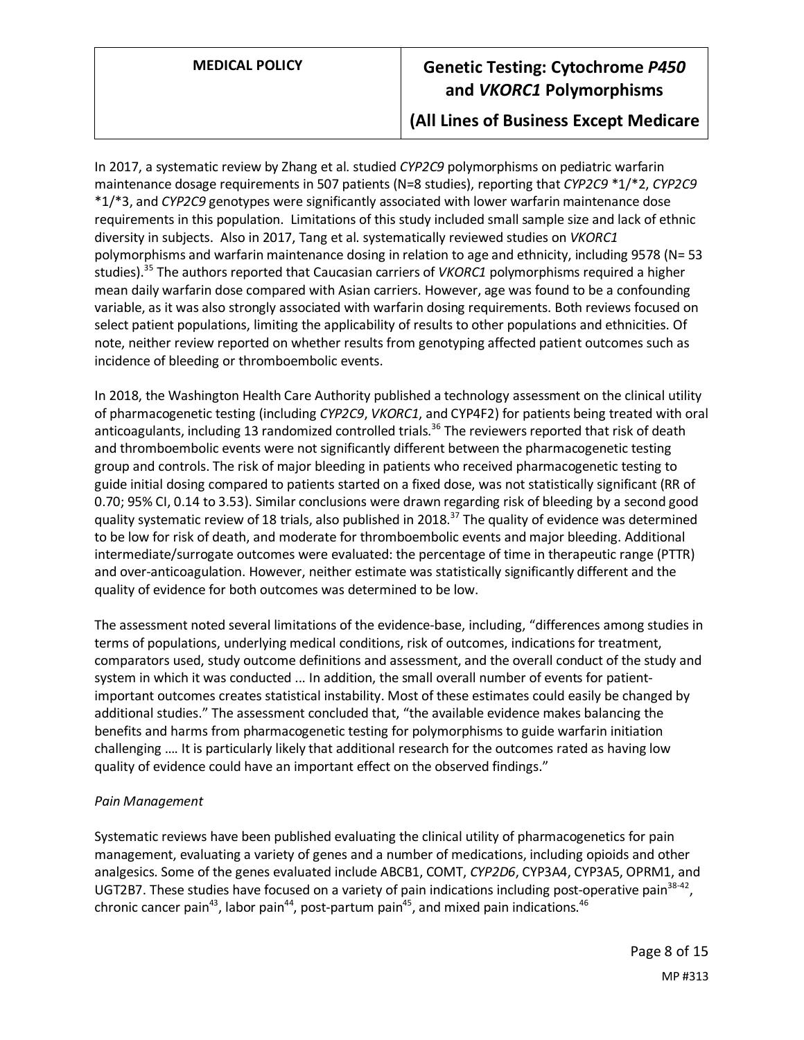In 2017, a systematic review by Zhang et al. studied *CYP2C9* polymorphisms on pediatric warfarin maintenance dosage requirements in 507 patients (N=8 studies), reporting that *CYP2C9* *1/*2, *CYP2C9* *1/*3, and *CYP2C9* genotypes were significantly associated with lower warfarin maintenance dose requirements in this population. Limitations of this study included small sample size and lack of ethnic diversity in subjects. Also in 2017, Tang et al. systematically reviewed studies on *VKORC1* polymorphisms and warfarin maintenance dosing in relation to age and ethnicity, including 9578 (N= 53 studies).[35] The authors reported that Caucasian carriers of *VKORC1* polymorphisms required a higher mean daily warfarin dose compared with Asian carriers. However, age was found to be a confounding variable, as it was also strongly associated with warfarin dosing requirements. Both reviews focused on select patient populations, limiting the applicability of results to other populations and ethnicities. Of note, neither review reported on whether results from genotyping affected patient outcomes such as incidence of bleeding or thromboembolic events.

In 2018, the Washington Health Care Authority published a technology assessment on the clinical utility of pharmacogenetic testing (including *CYP2C9*, *VKORC1*, and CYP4F2) for patients being treated with oral anticoagulants, including 13 randomized controlled trials.[36] The reviewers reported that risk of death and thromboembolic events were not significantly different between the pharmacogenetic testing group and controls. The risk of major bleeding in patients who received pharmacogenetic testing to guide initial dosing compared to patients started on a fixed dose, was not statistically significant (RR of 0.70; 95% CI, 0.14 to 3.53). Similar conclusions were drawn regarding risk of bleeding by a second good quality systematic review of 18 trials, also published in 2018.[37] The quality of evidence was determined to be low for risk of death, and moderate for thromboembolic events and major bleeding. Additional intermediate/surrogate outcomes were evaluated: the percentage of time in therapeutic range (PTTR) and over-anticoagulation. However, neither estimate was statistically significantly different and the quality of evidence for both outcomes was determined to be low.

The assessment noted several limitations of the evidence-base, including, "differences among studies in terms of populations, underlying medical conditions, risk of outcomes, indications for treatment, comparators used, study outcome definitions and assessment, and the overall conduct of the study and system in which it was conducted ... In addition, the small overall number of events for patient-important outcomes creates statistical instability. Most of these estimates could easily be changed by additional studies." The assessment concluded that, "the available evidence makes balancing the benefits and harms from pharmacogenetic testing for polymorphisms to guide warfarin initiation challenging …. It is particularly likely that additional research for the outcomes rated as having low quality of evidence could have an important effect on the observed findings."

*Pain Management*

Systematic reviews have been published evaluating the clinical utility of pharmacogenetics for pain management, evaluating a variety of genes and a number of medications, including opioids and other analgesics. Some of the genes evaluated include ABCB1, COMT, *CYP2D6*, CYP3A4, CYP3A5, OPRM1, and UGT2B7. These studies have focused on a variety of pain indications including post-operative pain[38-42], chronic cancer pain[43], labor pain[44], post-partum pain[45], and mixed pain indications.[46]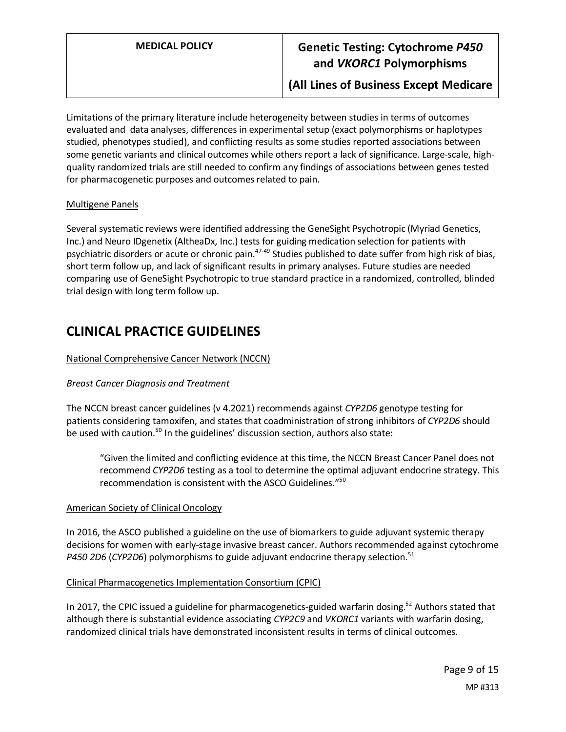Limitations of the primary literature include heterogeneity between studies in terms of outcomes evaluated and data analyses, differences in experimental setup (exact polymorphisms or haplotypes studied, phenotypes studied), and conflicting results as some studies reported associations between some genetic variants and clinical outcomes while others report a lack of significance. Large-scale, high-quality randomized trials are still needed to confirm any findings of associations between genes tested for pharmacogenetic purposes and outcomes related to pain.

<u>Multigene Panels</u>

Several systematic reviews were identified addressing the GeneSight Psychotropic (Myriad Genetics, Inc.) and Neuro IDgenetix (AltheaDx, Inc.) tests for guiding medication selection for patients with psychiatric disorders or acute or chronic pain.[47-49] Studies published to date suffer from high risk of bias, short term follow up, and lack of significant results in primary analyses. Future studies are needed comparing use of GeneSight Psychotropic to true standard practice in a randomized, controlled, blinded trial design with long term follow up.

# CLINICAL PRACTICE GUIDELINES

<u>National Comprehensive Cancer Network (NCCN)</u>

*Breast Cancer Diagnosis and Treatment*

The NCCN breast cancer guidelines (v 4.2021) recommends against *CYP2D6* genotype testing for patients considering tamoxifen, and states that coadministration of strong inhibitors of *CYP2D6* should be used with caution.[50] In the guidelines' discussion section, authors also state:

> "Given the limited and conflicting evidence at this time, the NCCN Breast Cancer Panel does not recommend *CYP2D6* testing as a tool to determine the optimal adjuvant endocrine strategy. This recommendation is consistent with the ASCO Guidelines."[50]

<u>American Society of Clinical Oncology</u>

In 2016, the ASCO published a guideline on the use of biomarkers to guide adjuvant systemic therapy decisions for women with early-stage invasive breast cancer. Authors recommended against cytochrome *P450 2D6* (*CYP2D6*) polymorphisms to guide adjuvant endocrine therapy selection.[51]

<u>Clinical Pharmacogenetics Implementation Consortium (CPIC)</u>

In 2017, the CPIC issued a guideline for pharmacogenetics-guided warfarin dosing.[52] Authors stated that although there is substantial evidence associating *CYP2C9* and *VKORC1* variants with warfarin dosing, randomized clinical trials have demonstrated inconsistent results in terms of clinical outcomes.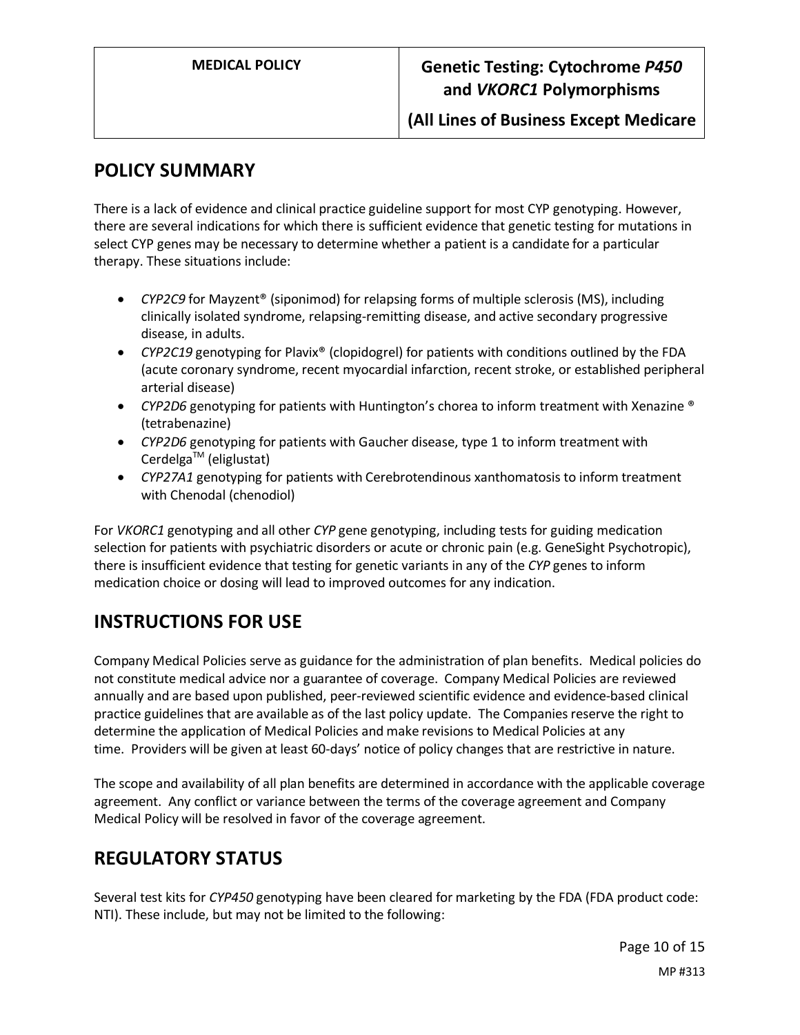## POLICY SUMMARY

There is a lack of evidence and clinical practice guideline support for most CYP genotyping. However, there are several indications for which there is sufficient evidence that genetic testing for mutations in select CYP genes may be necessary to determine whether a patient is a candidate for a particular therapy. These situations include:

- *CYP2C9* for Mayzent® (siponimod) for relapsing forms of multiple sclerosis (MS), including clinically isolated syndrome, relapsing-remitting disease, and active secondary progressive disease, in adults.
- *CYP2C19* genotyping for Plavix® (clopidogrel) for patients with conditions outlined by the FDA (acute coronary syndrome, recent myocardial infarction, recent stroke, or established peripheral arterial disease)
- *CYP2D6* genotyping for patients with Huntington's chorea to inform treatment with Xenazine ® (tetrabenazine)
- *CYP2D6* genotyping for patients with Gaucher disease, type 1 to inform treatment with Cerdelga™ (eliglustat)
- *CYP27A1* genotyping for patients with Cerebrotendinous xanthomatosis to inform treatment with Chenodal (chenodiol)

For *VKORC1* genotyping and all other *CYP* gene genotyping, including tests for guiding medication selection for patients with psychiatric disorders or acute or chronic pain (e.g. GeneSight Psychotropic), there is insufficient evidence that testing for genetic variants in any of the *CYP* genes to inform medication choice or dosing will lead to improved outcomes for any indication.

## INSTRUCTIONS FOR USE

Company Medical Policies serve as guidance for the administration of plan benefits. Medical policies do not constitute medical advice nor a guarantee of coverage. Company Medical Policies are reviewed annually and are based upon published, peer-reviewed scientific evidence and evidence-based clinical practice guidelines that are available as of the last policy update. The Companies reserve the right to determine the application of Medical Policies and make revisions to Medical Policies at any time. Providers will be given at least 60-days' notice of policy changes that are restrictive in nature.

The scope and availability of all plan benefits are determined in accordance with the applicable coverage agreement. Any conflict or variance between the terms of the coverage agreement and Company Medical Policy will be resolved in favor of the coverage agreement.

## REGULATORY STATUS

Several test kits for *CYP450* genotyping have been cleared for marketing by the FDA (FDA product code: NTI). These include, but may not be limited to the following: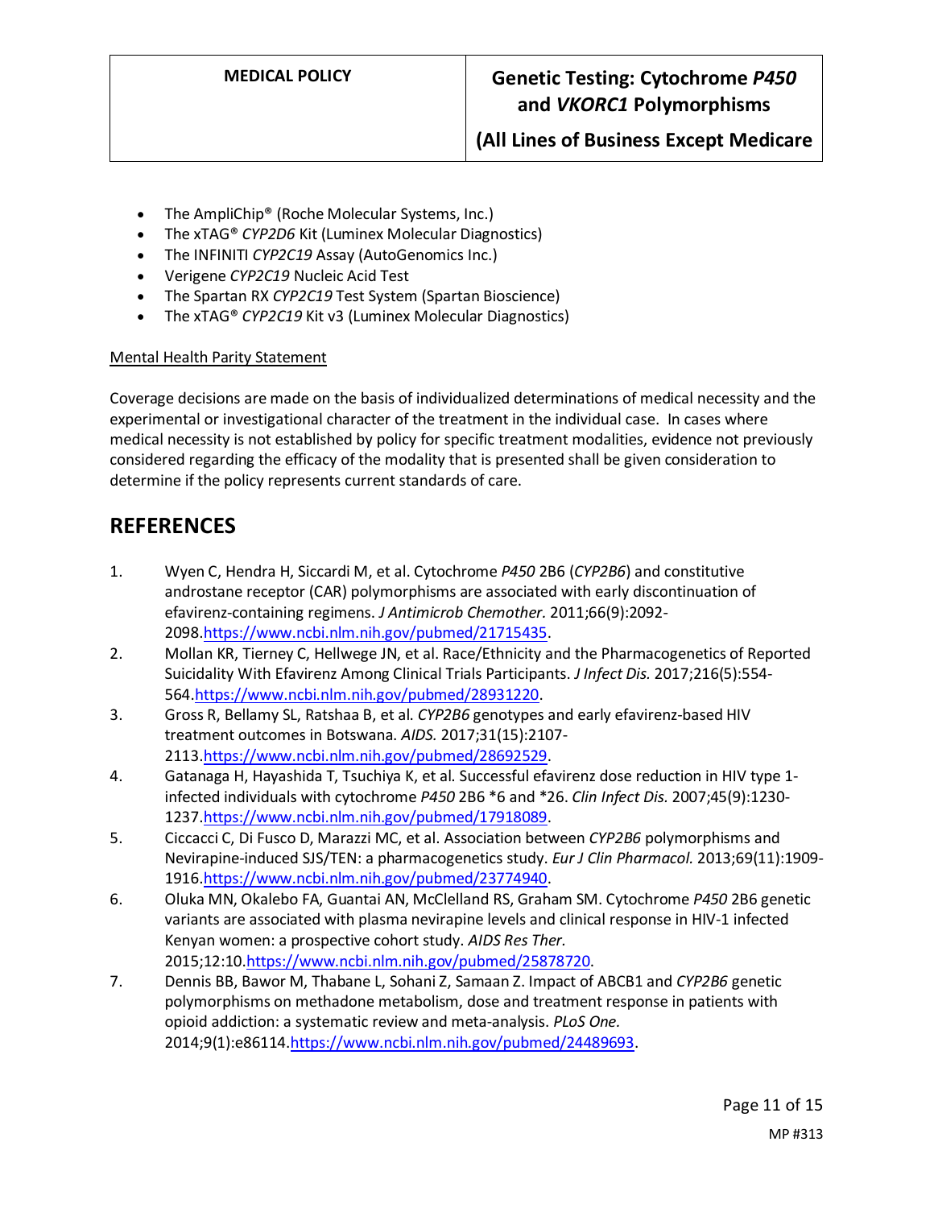- The AmpliChip® (Roche Molecular Systems, Inc.)
- The xTAG® *CYP2D6* Kit (Luminex Molecular Diagnostics)
- The INFINITI *CYP2C19* Assay (AutoGenomics Inc.)
- Verigene *CYP2C19* Nucleic Acid Test
- The Spartan RX *CYP2C19* Test System (Spartan Bioscience)
- The xTAG® *CYP2C19* Kit v3 (Luminex Molecular Diagnostics)

Mental Health Parity Statement

Coverage decisions are made on the basis of individualized determinations of medical necessity and the experimental or investigational character of the treatment in the individual case. In cases where medical necessity is not established by policy for specific treatment modalities, evidence not previously considered regarding the efficacy of the modality that is presented shall be given consideration to determine if the policy represents current standards of care.

## REFERENCES

1. Wyen C, Hendra H, Siccardi M, et al. Cytochrome *P450* 2B6 (*CYP2B6*) and constitutive androstane receptor (CAR) polymorphisms are associated with early discontinuation of efavirenz-containing regimens. *J Antimicrob Chemother.* 2011;66(9):2092-2098.https://www.ncbi.nlm.nih.gov/pubmed/21715435.
2. Mollan KR, Tierney C, Hellwege JN, et al. Race/Ethnicity and the Pharmacogenetics of Reported Suicidality With Efavirenz Among Clinical Trials Participants. *J Infect Dis.* 2017;216(5):554-564.https://www.ncbi.nlm.nih.gov/pubmed/28931220.
3. Gross R, Bellamy SL, Ratshaa B, et al. *CYP2B6* genotypes and early efavirenz-based HIV treatment outcomes in Botswana. *AIDS.* 2017;31(15):2107-2113.https://www.ncbi.nlm.nih.gov/pubmed/28692529.
4. Gatanaga H, Hayashida T, Tsuchiya K, et al. Successful efavirenz dose reduction in HIV type 1-infected individuals with cytochrome *P450* 2B6 *6 and *26. *Clin Infect Dis.* 2007;45(9):1230-1237.https://www.ncbi.nlm.nih.gov/pubmed/17918089.
5. Ciccacci C, Di Fusco D, Marazzi MC, et al. Association between *CYP2B6* polymorphisms and Nevirapine-induced SJS/TEN: a pharmacogenetics study. *Eur J Clin Pharmacol.* 2013;69(11):1909-1916.https://www.ncbi.nlm.nih.gov/pubmed/23774940.
6. Oluka MN, Okalebo FA, Guantai AN, McClelland RS, Graham SM. Cytochrome *P450* 2B6 genetic variants are associated with plasma nevirapine levels and clinical response in HIV-1 infected Kenyan women: a prospective cohort study. *AIDS Res Ther.* 2015;12:10.https://www.ncbi.nlm.nih.gov/pubmed/25878720.
7. Dennis BB, Bawor M, Thabane L, Sohani Z, Samaan Z. Impact of ABCB1 and *CYP2B6* genetic polymorphisms on methadone metabolism, dose and treatment response in patients with opioid addiction: a systematic review and meta-analysis. *PLoS One.* 2014;9(1):e86114.https://www.ncbi.nlm.nih.gov/pubmed/24489693.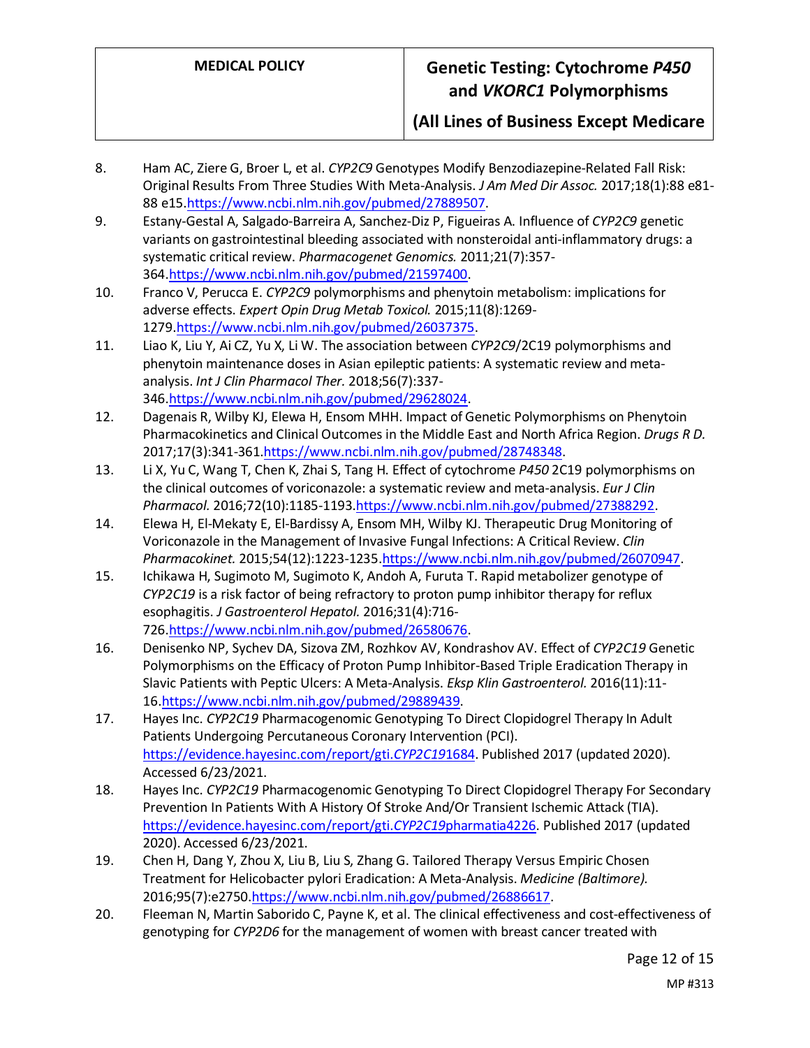8. Ham AC, Ziere G, Broer L, et al. *CYP2C9* Genotypes Modify Benzodiazepine-Related Fall Risk: Original Results From Three Studies With Meta-Analysis. *J Am Med Dir Assoc.* 2017;18(1):88 e81-88 e15.https://www.ncbi.nlm.nih.gov/pubmed/27889507.
9. Estany-Gestal A, Salgado-Barreira A, Sanchez-Diz P, Figueiras A. Influence of *CYP2C9* genetic variants on gastrointestinal bleeding associated with nonsteroidal anti-inflammatory drugs: a systematic critical review. *Pharmacogenet Genomics.* 2011;21(7):357-364.https://www.ncbi.nlm.nih.gov/pubmed/21597400.
10. Franco V, Perucca E. *CYP2C9* polymorphisms and phenytoin metabolism: implications for adverse effects. *Expert Opin Drug Metab Toxicol.* 2015;11(8):1269-1279.https://www.ncbi.nlm.nih.gov/pubmed/26037375.
11. Liao K, Liu Y, Ai CZ, Yu X, Li W. The association between *CYP2C9*/2C19 polymorphisms and phenytoin maintenance doses in Asian epileptic patients: A systematic review and meta-analysis. *Int J Clin Pharmacol Ther.* 2018;56(7):337-346.https://www.ncbi.nlm.nih.gov/pubmed/29628024.
12. Dagenais R, Wilby KJ, Elewa H, Ensom MHH. Impact of Genetic Polymorphisms on Phenytoin Pharmacokinetics and Clinical Outcomes in the Middle East and North Africa Region. *Drugs R D.* 2017;17(3):341-361.https://www.ncbi.nlm.nih.gov/pubmed/28748348.
13. Li X, Yu C, Wang T, Chen K, Zhai S, Tang H. Effect of cytochrome *P450* 2C19 polymorphisms on the clinical outcomes of voriconazole: a systematic review and meta-analysis. *Eur J Clin Pharmacol.* 2016;72(10):1185-1193.https://www.ncbi.nlm.nih.gov/pubmed/27388292.
14. Elewa H, El-Mekaty E, El-Bardissy A, Ensom MH, Wilby KJ. Therapeutic Drug Monitoring of Voriconazole in the Management of Invasive Fungal Infections: A Critical Review. *Clin Pharmacokinet.* 2015;54(12):1223-1235.https://www.ncbi.nlm.nih.gov/pubmed/26070947.
15. Ichikawa H, Sugimoto M, Sugimoto K, Andoh A, Furuta T. Rapid metabolizer genotype of *CYP2C19* is a risk factor of being refractory to proton pump inhibitor therapy for reflux esophagitis. *J Gastroenterol Hepatol.* 2016;31(4):716-726.https://www.ncbi.nlm.nih.gov/pubmed/26580676.
16. Denisenko NP, Sychev DA, Sizova ZM, Rozhkov AV, Kondrashov AV. Effect of *CYP2C19* Genetic Polymorphisms on the Efficacy of Proton Pump Inhibitor-Based Triple Eradication Therapy in Slavic Patients with Peptic Ulcers: A Meta-Analysis. *Eksp Klin Gastroenterol.* 2016(11):11-16.https://www.ncbi.nlm.nih.gov/pubmed/29889439.
17. Hayes Inc. *CYP2C19* Pharmacogenomic Genotyping To Direct Clopidogrel Therapy In Adult Patients Undergoing Percutaneous Coronary Intervention (PCI). https://evidence.hayesinc.com/report/gti.*CYP2C19*1684. Published 2017 (updated 2020). Accessed 6/23/2021.
18. Hayes Inc. *CYP2C19* Pharmacogenomic Genotyping To Direct Clopidogrel Therapy For Secondary Prevention In Patients With A History Of Stroke And/Or Transient Ischemic Attack (TIA). https://evidence.hayesinc.com/report/gti.*CYP2C19*pharmatia4226. Published 2017 (updated 2020). Accessed 6/23/2021.
19. Chen H, Dang Y, Zhou X, Liu B, Liu S, Zhang G. Tailored Therapy Versus Empiric Chosen Treatment for Helicobacter pylori Eradication: A Meta-Analysis. *Medicine (Baltimore).* 2016;95(7):e2750.https://www.ncbi.nlm.nih.gov/pubmed/26886617.
20. Fleeman N, Martin Saborido C, Payne K, et al. The clinical effectiveness and cost-effectiveness of genotyping for *CYP2D6* for the management of women with breast cancer treated with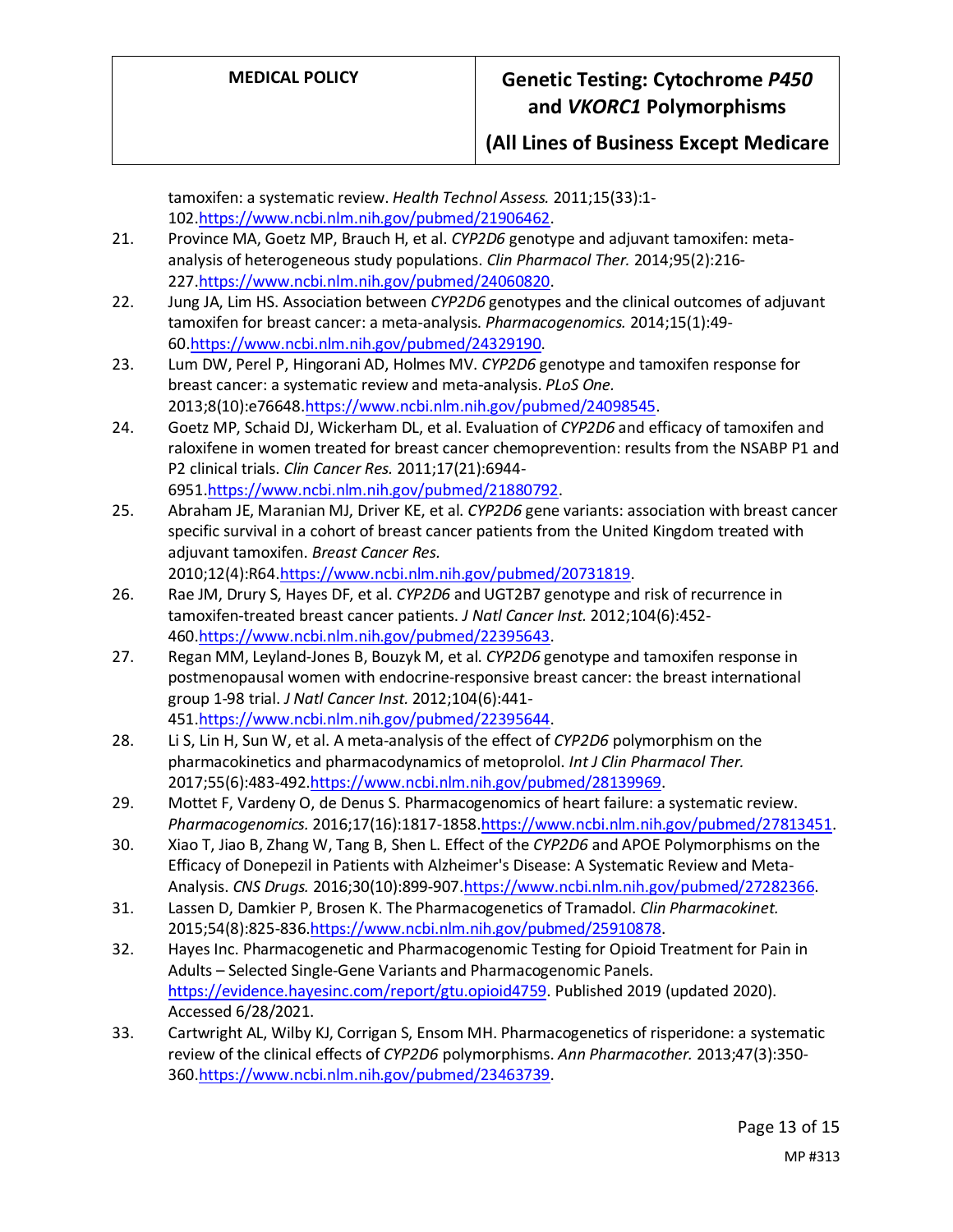tamoxifen: a systematic review. *Health Technol Assess.* 2011;15(33):1-102.https://www.ncbi.nlm.nih.gov/pubmed/21906462.

21. Province MA, Goetz MP, Brauch H, et al. *CYP2D6* genotype and adjuvant tamoxifen: meta-analysis of heterogeneous study populations. *Clin Pharmacol Ther.* 2014;95(2):216-227.https://www.ncbi.nlm.nih.gov/pubmed/24060820.
22. Jung JA, Lim HS. Association between *CYP2D6* genotypes and the clinical outcomes of adjuvant tamoxifen for breast cancer: a meta-analysis. *Pharmacogenomics.* 2014;15(1):49-60.https://www.ncbi.nlm.nih.gov/pubmed/24329190.
23. Lum DW, Perel P, Hingorani AD, Holmes MV. *CYP2D6* genotype and tamoxifen response for breast cancer: a systematic review and meta-analysis. *PLoS One.* 2013;8(10):e76648.https://www.ncbi.nlm.nih.gov/pubmed/24098545.
24. Goetz MP, Schaid DJ, Wickerham DL, et al. Evaluation of *CYP2D6* and efficacy of tamoxifen and raloxifene in women treated for breast cancer chemoprevention: results from the NSABP P1 and P2 clinical trials. *Clin Cancer Res.* 2011;17(21):6944-6951.https://www.ncbi.nlm.nih.gov/pubmed/21880792.
25. Abraham JE, Maranian MJ, Driver KE, et al. *CYP2D6* gene variants: association with breast cancer specific survival in a cohort of breast cancer patients from the United Kingdom treated with adjuvant tamoxifen. *Breast Cancer Res.* 2010;12(4):R64.https://www.ncbi.nlm.nih.gov/pubmed/20731819.
26. Rae JM, Drury S, Hayes DF, et al. *CYP2D6* and UGT2B7 genotype and risk of recurrence in tamoxifen-treated breast cancer patients. *J Natl Cancer Inst.* 2012;104(6):452-460.https://www.ncbi.nlm.nih.gov/pubmed/22395643.
27. Regan MM, Leyland-Jones B, Bouzyk M, et al. *CYP2D6* genotype and tamoxifen response in postmenopausal women with endocrine-responsive breast cancer: the breast international group 1-98 trial. *J Natl Cancer Inst.* 2012;104(6):441-451.https://www.ncbi.nlm.nih.gov/pubmed/22395644.
28. Li S, Lin H, Sun W, et al. A meta-analysis of the effect of *CYP2D6* polymorphism on the pharmacokinetics and pharmacodynamics of metoprolol. *Int J Clin Pharmacol Ther.* 2017;55(6):483-492.https://www.ncbi.nlm.nih.gov/pubmed/28139969.
29. Mottet F, Vardeny O, de Denus S. Pharmacogenomics of heart failure: a systematic review. *Pharmacogenomics.* 2016;17(16):1817-1858.https://www.ncbi.nlm.nih.gov/pubmed/27813451.
30. Xiao T, Jiao B, Zhang W, Tang B, Shen L. Effect of the *CYP2D6* and APOE Polymorphisms on the Efficacy of Donepezil in Patients with Alzheimer's Disease: A Systematic Review and Meta-Analysis. *CNS Drugs.* 2016;30(10):899-907.https://www.ncbi.nlm.nih.gov/pubmed/27282366.
31. Lassen D, Damkier P, Brosen K. The Pharmacogenetics of Tramadol. *Clin Pharmacokinet.* 2015;54(8):825-836.https://www.ncbi.nlm.nih.gov/pubmed/25910878.
32. Hayes Inc. Pharmacogenetic and Pharmacogenomic Testing for Opioid Treatment for Pain in Adults – Selected Single-Gene Variants and Pharmacogenomic Panels. https://evidence.hayesinc.com/report/gtu.opioid4759. Published 2019 (updated 2020). Accessed 6/28/2021.
33. Cartwright AL, Wilby KJ, Corrigan S, Ensom MH. Pharmacogenetics of risperidone: a systematic review of the clinical effects of *CYP2D6* polymorphisms. *Ann Pharmacother.* 2013;47(3):350-360.https://www.ncbi.nlm.nih.gov/pubmed/23463739.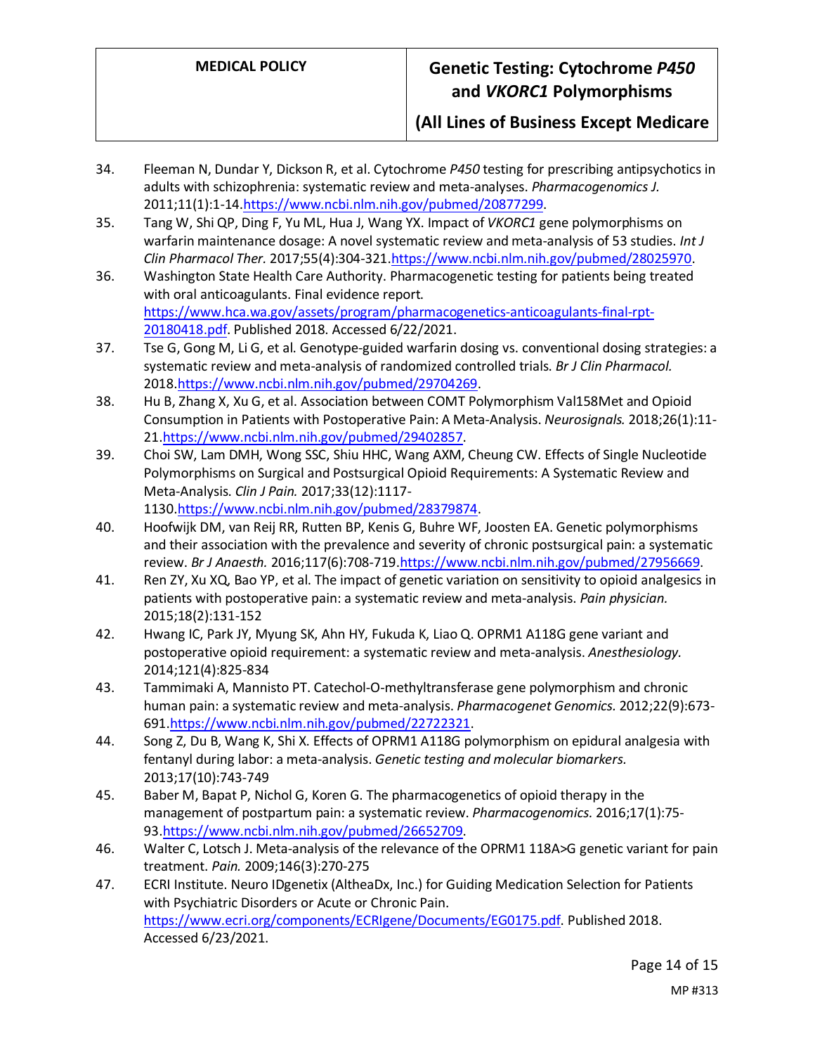34. Fleeman N, Dundar Y, Dickson R, et al. Cytochrome *P450* testing for prescribing antipsychotics in adults with schizophrenia: systematic review and meta-analyses. *Pharmacogenomics J.* 2011;11(1):1-14.https://www.ncbi.nlm.nih.gov/pubmed/20877299.
35. Tang W, Shi QP, Ding F, Yu ML, Hua J, Wang YX. Impact of *VKORC1* gene polymorphisms on warfarin maintenance dosage: A novel systematic review and meta-analysis of 53 studies. *Int J Clin Pharmacol Ther.* 2017;55(4):304-321.https://www.ncbi.nlm.nih.gov/pubmed/28025970.
36. Washington State Health Care Authority. Pharmacogenetic testing for patients being treated with oral anticoagulants. Final evidence report. https://www.hca.wa.gov/assets/program/pharmacogenetics-anticoagulants-final-rpt-20180418.pdf. Published 2018. Accessed 6/22/2021.
37. Tse G, Gong M, Li G, et al. Genotype-guided warfarin dosing vs. conventional dosing strategies: a systematic review and meta-analysis of randomized controlled trials. *Br J Clin Pharmacol.* 2018.https://www.ncbi.nlm.nih.gov/pubmed/29704269.
38. Hu B, Zhang X, Xu G, et al. Association between COMT Polymorphism Val158Met and Opioid Consumption in Patients with Postoperative Pain: A Meta-Analysis. *Neurosignals.* 2018;26(1):11-21.https://www.ncbi.nlm.nih.gov/pubmed/29402857.
39. Choi SW, Lam DMH, Wong SSC, Shiu HHC, Wang AXM, Cheung CW. Effects of Single Nucleotide Polymorphisms on Surgical and Postsurgical Opioid Requirements: A Systematic Review and Meta-Analysis. *Clin J Pain.* 2017;33(12):1117-1130.https://www.ncbi.nlm.nih.gov/pubmed/28379874.
40. Hoofwijk DM, van Reij RR, Rutten BP, Kenis G, Buhre WF, Joosten EA. Genetic polymorphisms and their association with the prevalence and severity of chronic postsurgical pain: a systematic review. *Br J Anaesth.* 2016;117(6):708-719.https://www.ncbi.nlm.nih.gov/pubmed/27956669.
41. Ren ZY, Xu XQ, Bao YP, et al. The impact of genetic variation on sensitivity to opioid analgesics in patients with postoperative pain: a systematic review and meta-analysis. *Pain physician.* 2015;18(2):131-152
42. Hwang IC, Park JY, Myung SK, Ahn HY, Fukuda K, Liao Q. OPRM1 A118G gene variant and postoperative opioid requirement: a systematic review and meta-analysis. *Anesthesiology.* 2014;121(4):825-834
43. Tammimaki A, Mannisto PT. Catechol-O-methyltransferase gene polymorphism and chronic human pain: a systematic review and meta-analysis. *Pharmacogenet Genomics.* 2012;22(9):673-691.https://www.ncbi.nlm.nih.gov/pubmed/22722321.
44. Song Z, Du B, Wang K, Shi X. Effects of OPRM1 A118G polymorphism on epidural analgesia with fentanyl during labor: a meta-analysis. *Genetic testing and molecular biomarkers.* 2013;17(10):743-749
45. Baber M, Bapat P, Nichol G, Koren G. The pharmacogenetics of opioid therapy in the management of postpartum pain: a systematic review. *Pharmacogenomics.* 2016;17(1):75-93.https://www.ncbi.nlm.nih.gov/pubmed/26652709.
46. Walter C, Lotsch J. Meta-analysis of the relevance of the OPRM1 118A>G genetic variant for pain treatment. *Pain.* 2009;146(3):270-275
47. ECRI Institute. Neuro IDgenetix (AltheaDx, Inc.) for Guiding Medication Selection for Patients with Psychiatric Disorders or Acute or Chronic Pain. https://www.ecri.org/components/ECRIgene/Documents/EG0175.pdf. Published 2018. Accessed 6/23/2021.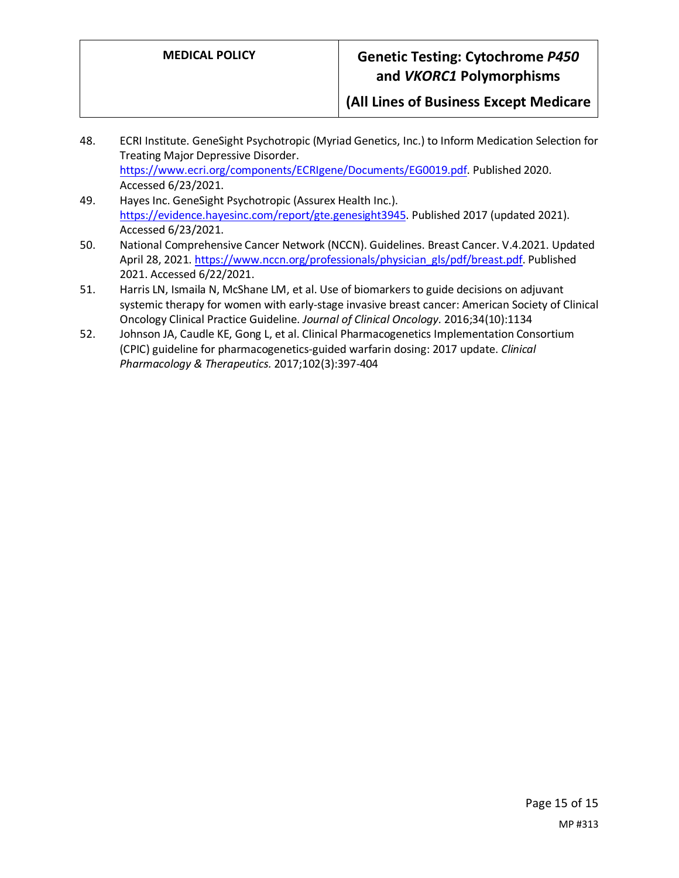48. ECRI Institute. GeneSight Psychotropic (Myriad Genetics, Inc.) to Inform Medication Selection for Treating Major Depressive Disorder. https://www.ecri.org/components/ECRIgene/Documents/EG0019.pdf. Published 2020. Accessed 6/23/2021.
49. Hayes Inc. GeneSight Psychotropic (Assurex Health Inc.). https://evidence.hayesinc.com/report/gte.genesight3945. Published 2017 (updated 2021). Accessed 6/23/2021.
50. National Comprehensive Cancer Network (NCCN). Guidelines. Breast Cancer. V.4.2021. Updated April 28, 2021. https://www.nccn.org/professionals/physician_gls/pdf/breast.pdf. Published 2021. Accessed 6/22/2021.
51. Harris LN, Ismaila N, McShane LM, et al. Use of biomarkers to guide decisions on adjuvant systemic therapy for women with early-stage invasive breast cancer: American Society of Clinical Oncology Clinical Practice Guideline. *Journal of Clinical Oncology.* 2016;34(10):1134
52. Johnson JA, Caudle KE, Gong L, et al. Clinical Pharmacogenetics Implementation Consortium (CPIC) guideline for pharmacogenetics-guided warfarin dosing: 2017 update. *Clinical Pharmacology & Therapeutics.* 2017;102(3):397-404